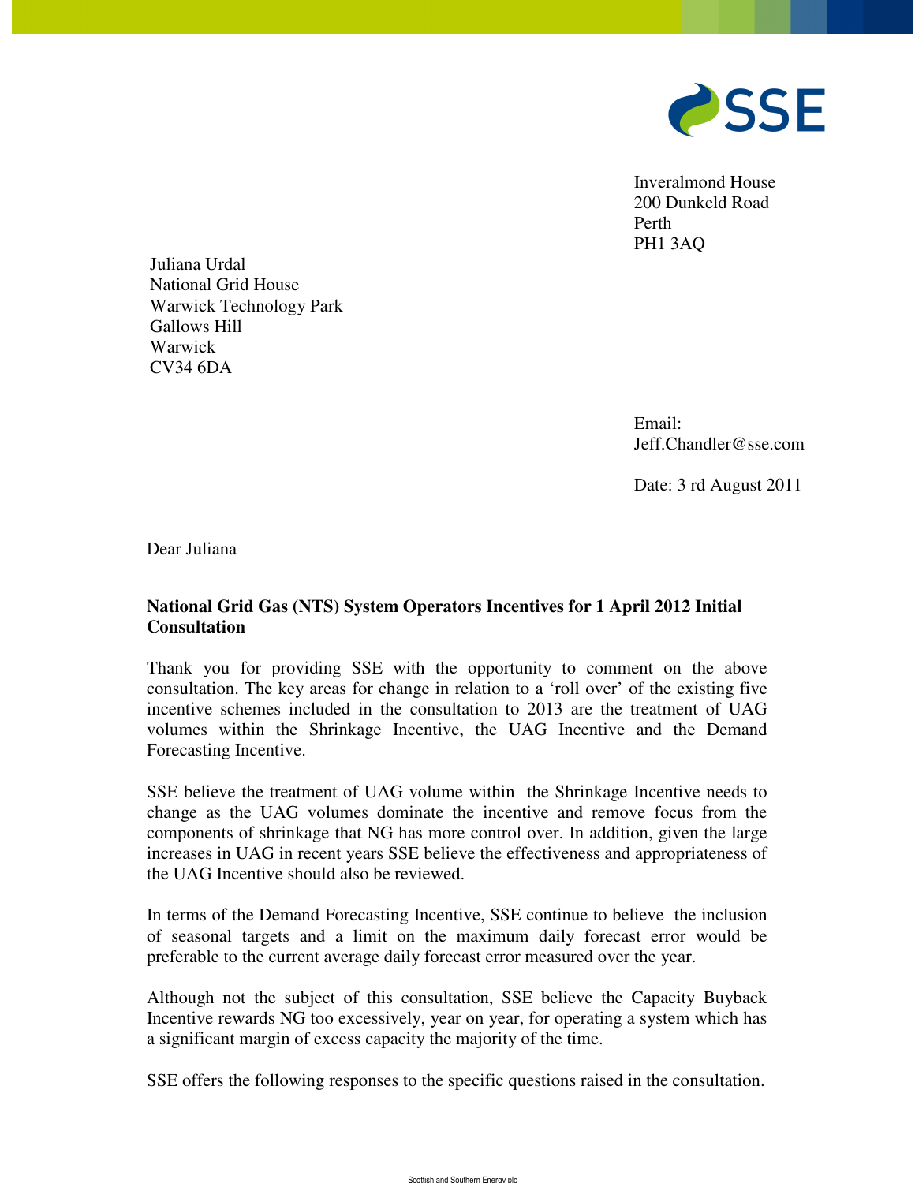Inveralmond House
200 Dunkeld Road
Perth
PH1 3AQ

Juliana Urdal
National Grid House
Warwick Technology Park
Gallows Hill
Warwick
CV34 6DA

Email:
Jeff.Chandler@sse.com

Date: 3 rd August 2011

Dear Juliana

**National Grid Gas (NTS) System Operators Incentives for 1 April 2012 Initial Consultation**

Thank you for providing SSE with the opportunity to comment on the above consultation. The key areas for change in relation to a 'roll over' of the existing five incentive schemes included in the consultation to 2013 are the treatment of UAG volumes within the Shrinkage Incentive, the UAG Incentive and the Demand Forecasting Incentive.

SSE believe the treatment of UAG volume within the Shrinkage Incentive needs to change as the UAG volumes dominate the incentive and remove focus from the components of shrinkage that NG has more control over. In addition, given the large increases in UAG in recent years SSE believe the effectiveness and appropriateness of the UAG Incentive should also be reviewed.

In terms of the Demand Forecasting Incentive, SSE continue to believe the inclusion of seasonal targets and a limit on the maximum daily forecast error would be preferable to the current average daily forecast error measured over the year.

Although not the subject of this consultation, SSE believe the Capacity Buyback Incentive rewards NG too excessively, year on year, for operating a system which has a significant margin of excess capacity the majority of the time.

SSE offers the following responses to the specific questions raised in the consultation.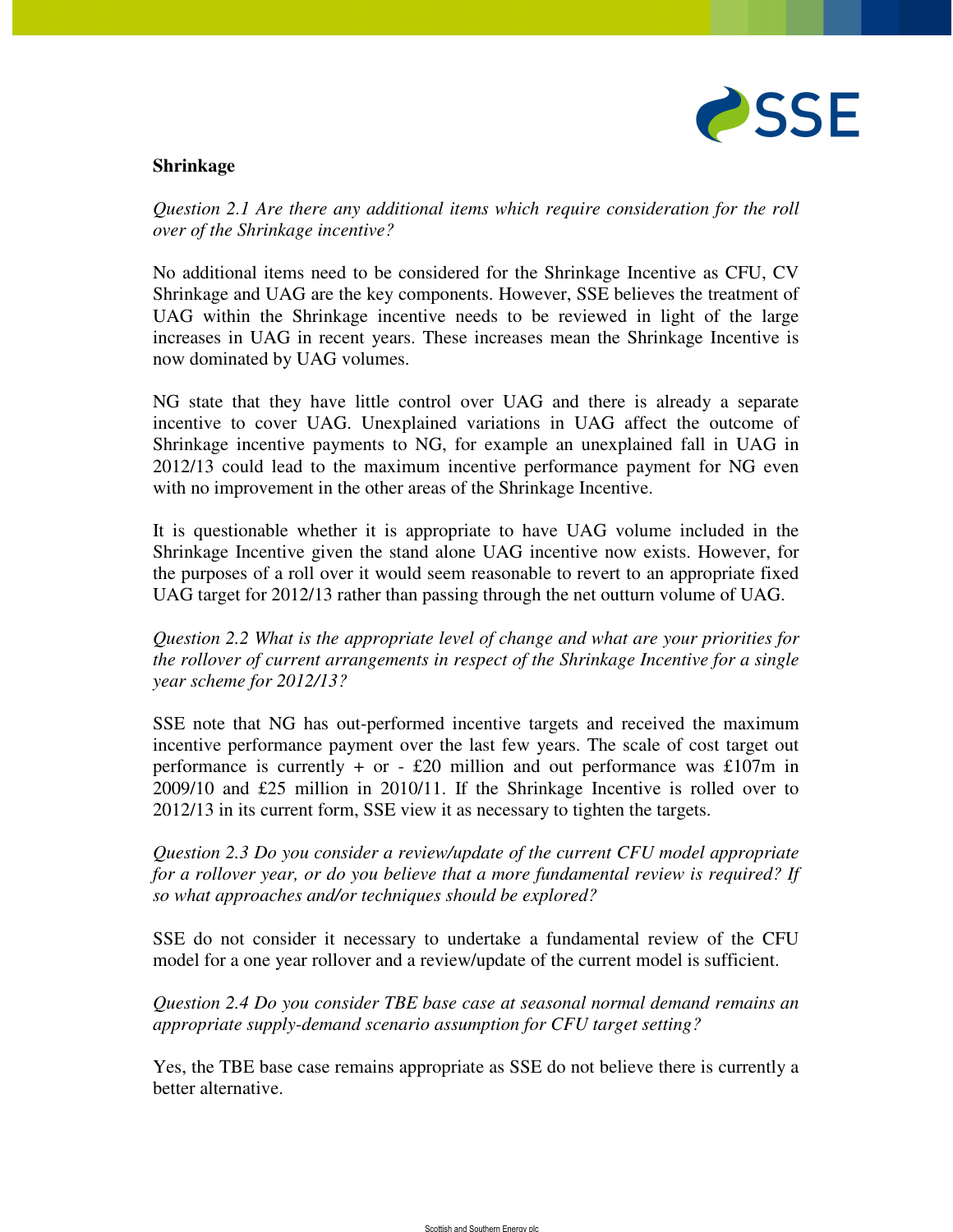**Shrinkage**

*Question 2.1 Are there any additional items which require consideration for the roll over of the Shrinkage incentive?*

No additional items need to be considered for the Shrinkage Incentive as CFU, CV Shrinkage and UAG are the key components. However, SSE believes the treatment of UAG within the Shrinkage incentive needs to be reviewed in light of the large increases in UAG in recent years. These increases mean the Shrinkage Incentive is now dominated by UAG volumes.

NG state that they have little control over UAG and there is already a separate incentive to cover UAG. Unexplained variations in UAG affect the outcome of Shrinkage incentive payments to NG, for example an unexplained fall in UAG in 2012/13 could lead to the maximum incentive performance payment for NG even with no improvement in the other areas of the Shrinkage Incentive.

It is questionable whether it is appropriate to have UAG volume included in the Shrinkage Incentive given the stand alone UAG incentive now exists. However, for the purposes of a roll over it would seem reasonable to revert to an appropriate fixed UAG target for 2012/13 rather than passing through the net outturn volume of UAG.

*Question 2.2 What is the appropriate level of change and what are your priorities for the rollover of current arrangements in respect of the Shrinkage Incentive for a single year scheme for 2012/13?*

SSE note that NG has out-performed incentive targets and received the maximum incentive performance payment over the last few years. The scale of cost target out performance is currently + or - £20 million and out performance was £107m in 2009/10 and £25 million in 2010/11. If the Shrinkage Incentive is rolled over to 2012/13 in its current form, SSE view it as necessary to tighten the targets.

*Question 2.3 Do you consider a review/update of the current CFU model appropriate for a rollover year, or do you believe that a more fundamental review is required? If so what approaches and/or techniques should be explored?*

SSE do not consider it necessary to undertake a fundamental review of the CFU model for a one year rollover and a review/update of the current model is sufficient.

*Question 2.4 Do you consider TBE base case at seasonal normal demand remains an appropriate supply-demand scenario assumption for CFU target setting?*

Yes, the TBE base case remains appropriate as SSE do not believe there is currently a better alternative.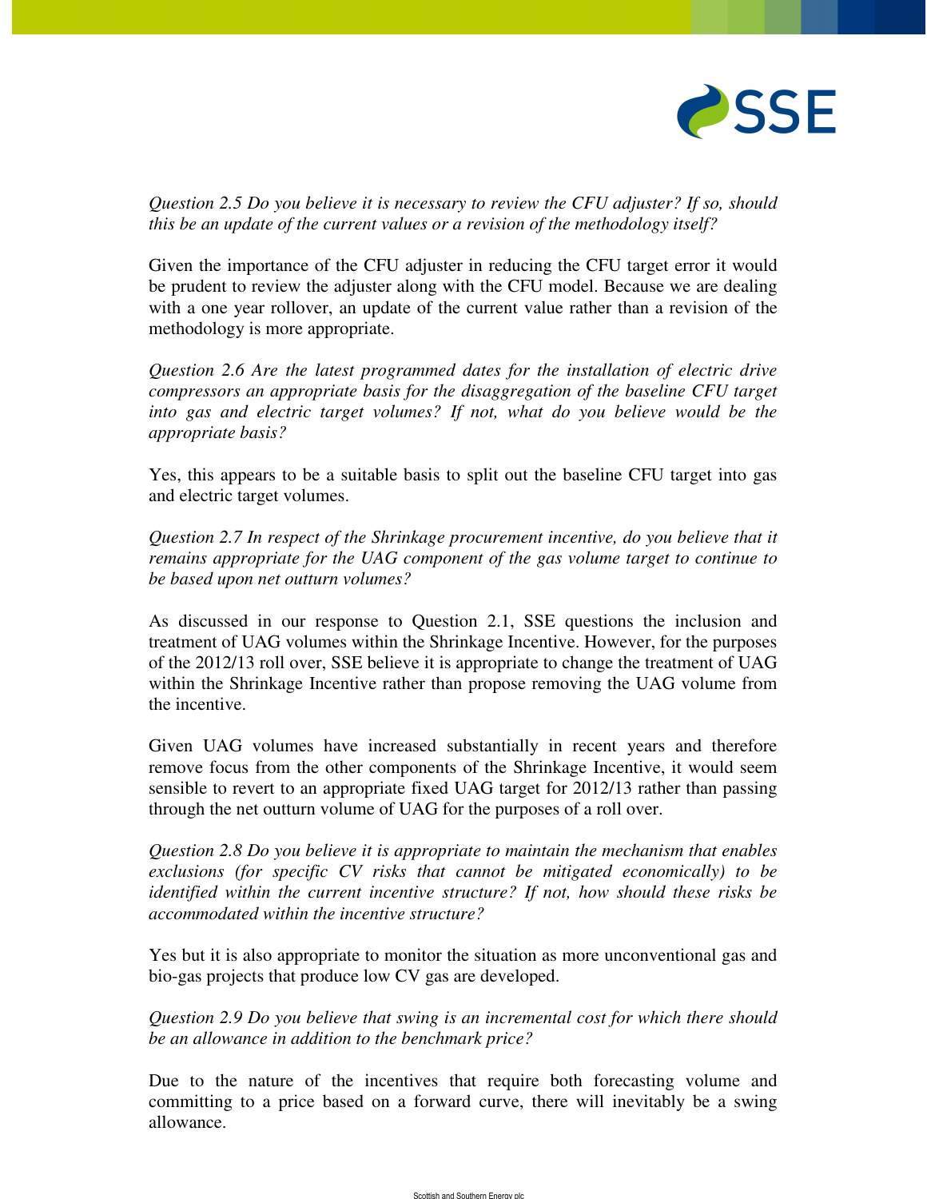*Question 2.5 Do you believe it is necessary to review the CFU adjuster? If so, should this be an update of the current values or a revision of the methodology itself?*

Given the importance of the CFU adjuster in reducing the CFU target error it would be prudent to review the adjuster along with the CFU model. Because we are dealing with a one year rollover, an update of the current value rather than a revision of the methodology is more appropriate.

*Question 2.6 Are the latest programmed dates for the installation of electric drive compressors an appropriate basis for the disaggregation of the baseline CFU target into gas and electric target volumes? If not, what do you believe would be the appropriate basis?*

Yes, this appears to be a suitable basis to split out the baseline CFU target into gas and electric target volumes.

*Question 2.7 In respect of the Shrinkage procurement incentive, do you believe that it remains appropriate for the UAG component of the gas volume target to continue to be based upon net outturn volumes?*

As discussed in our response to Question 2.1, SSE questions the inclusion and treatment of UAG volumes within the Shrinkage Incentive. However, for the purposes of the 2012/13 roll over, SSE believe it is appropriate to change the treatment of UAG within the Shrinkage Incentive rather than propose removing the UAG volume from the incentive.

Given UAG volumes have increased substantially in recent years and therefore remove focus from the other components of the Shrinkage Incentive, it would seem sensible to revert to an appropriate fixed UAG target for 2012/13 rather than passing through the net outturn volume of UAG for the purposes of a roll over.

*Question 2.8 Do you believe it is appropriate to maintain the mechanism that enables exclusions (for specific CV risks that cannot be mitigated economically) to be identified within the current incentive structure? If not, how should these risks be accommodated within the incentive structure?*

Yes but it is also appropriate to monitor the situation as more unconventional gas and bio-gas projects that produce low CV gas are developed.

*Question 2.9 Do you believe that swing is an incremental cost for which there should be an allowance in addition to the benchmark price?*

Due to the nature of the incentives that require both forecasting volume and committing to a price based on a forward curve, there will inevitably be a swing allowance.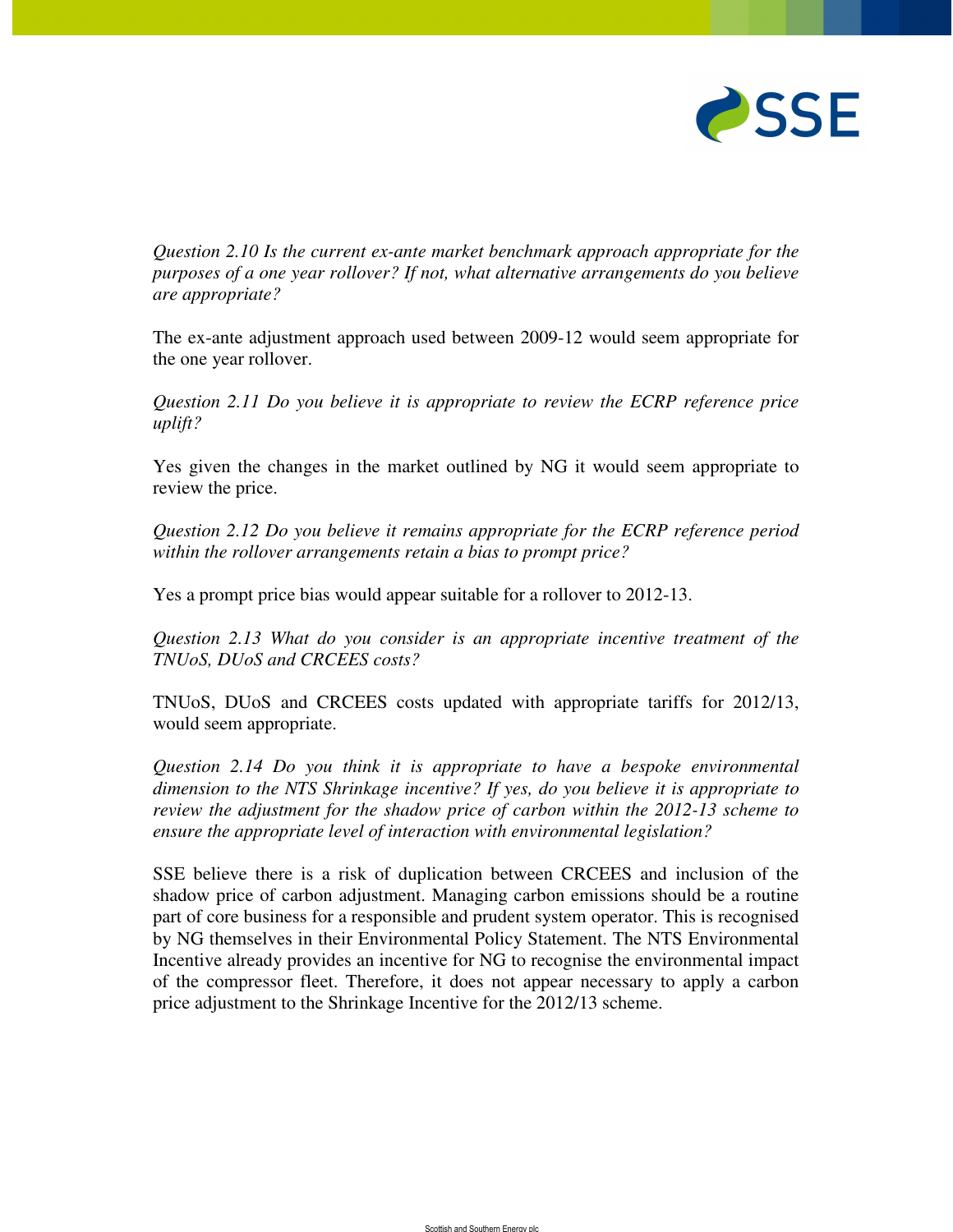*Question 2.10 Is the current ex-ante market benchmark approach appropriate for the purposes of a one year rollover? If not, what alternative arrangements do you believe are appropriate?*

The ex-ante adjustment approach used between 2009-12 would seem appropriate for the one year rollover.

*Question 2.11 Do you believe it is appropriate to review the ECRP reference price uplift?*

Yes given the changes in the market outlined by NG it would seem appropriate to review the price.

*Question 2.12 Do you believe it remains appropriate for the ECRP reference period within the rollover arrangements retain a bias to prompt price?*

Yes a prompt price bias would appear suitable for a rollover to 2012-13.

*Question 2.13 What do you consider is an appropriate incentive treatment of the TNUoS, DUoS and CRCEES costs?*

TNUoS, DUoS and CRCEES costs updated with appropriate tariffs for 2012/13, would seem appropriate.

*Question 2.14 Do you think it is appropriate to have a bespoke environmental dimension to the NTS Shrinkage incentive? If yes, do you believe it is appropriate to review the adjustment for the shadow price of carbon within the 2012-13 scheme to ensure the appropriate level of interaction with environmental legislation?*

SSE believe there is a risk of duplication between CRCEES and inclusion of the shadow price of carbon adjustment. Managing carbon emissions should be a routine part of core business for a responsible and prudent system operator. This is recognised by NG themselves in their Environmental Policy Statement. The NTS Environmental Incentive already provides an incentive for NG to recognise the environmental impact of the compressor fleet. Therefore, it does not appear necessary to apply a carbon price adjustment to the Shrinkage Incentive for the 2012/13 scheme.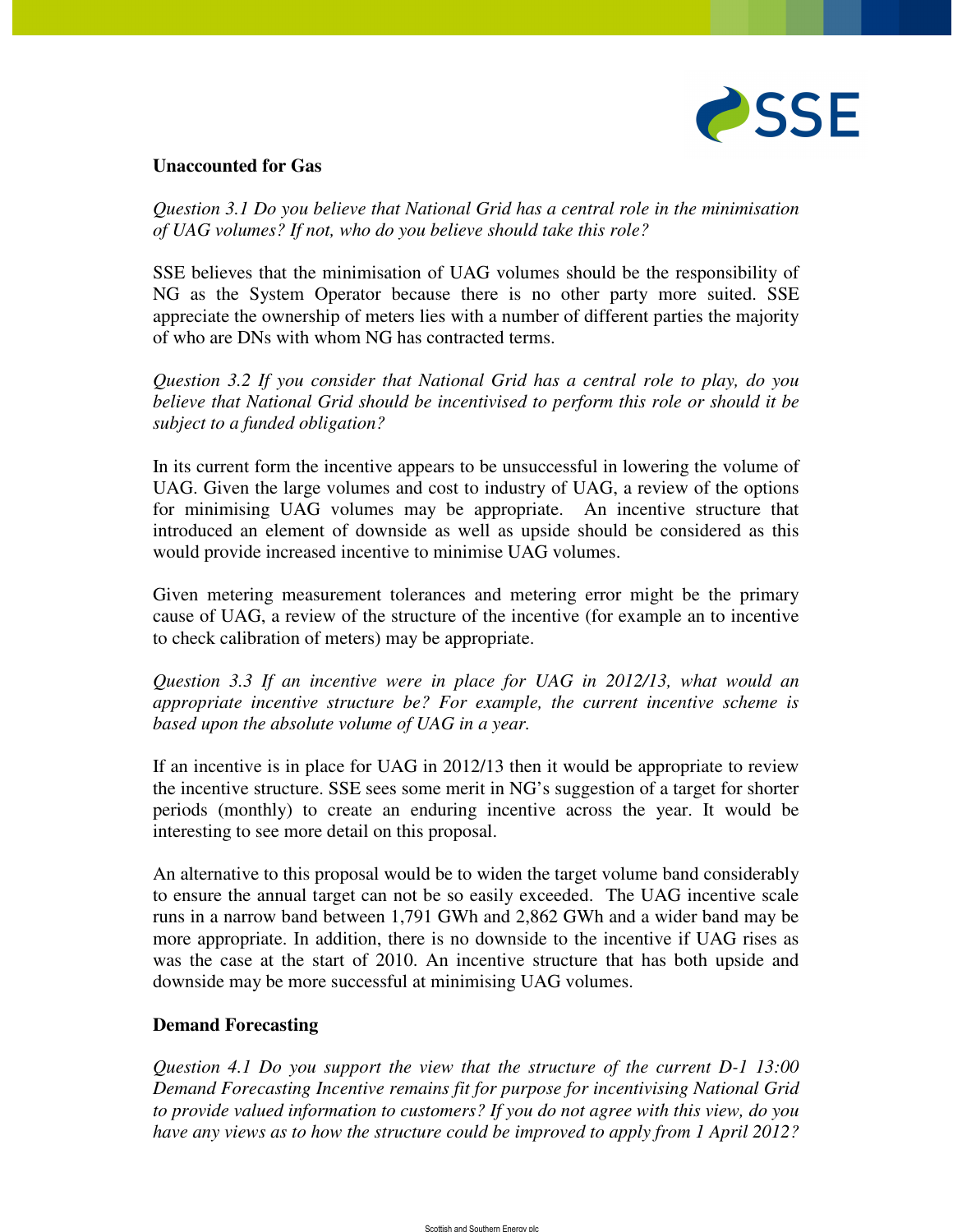**Unaccounted for Gas**

*Question 3.1 Do you believe that National Grid has a central role in the minimisation of UAG volumes? If not, who do you believe should take this role?*

SSE believes that the minimisation of UAG volumes should be the responsibility of NG as the System Operator because there is no other party more suited. SSE appreciate the ownership of meters lies with a number of different parties the majority of who are DNs with whom NG has contracted terms.

*Question 3.2 If you consider that National Grid has a central role to play, do you believe that National Grid should be incentivised to perform this role or should it be subject to a funded obligation?*

In its current form the incentive appears to be unsuccessful in lowering the volume of UAG. Given the large volumes and cost to industry of UAG, a review of the options for minimising UAG volumes may be appropriate. An incentive structure that introduced an element of downside as well as upside should be considered as this would provide increased incentive to minimise UAG volumes.

Given metering measurement tolerances and metering error might be the primary cause of UAG, a review of the structure of the incentive (for example an to incentive to check calibration of meters) may be appropriate.

*Question 3.3 If an incentive were in place for UAG in 2012/13, what would an appropriate incentive structure be? For example, the current incentive scheme is based upon the absolute volume of UAG in a year.*

If an incentive is in place for UAG in 2012/13 then it would be appropriate to review the incentive structure. SSE sees some merit in NG's suggestion of a target for shorter periods (monthly) to create an enduring incentive across the year. It would be interesting to see more detail on this proposal.

An alternative to this proposal would be to widen the target volume band considerably to ensure the annual target can not be so easily exceeded. The UAG incentive scale runs in a narrow band between 1,791 GWh and 2,862 GWh and a wider band may be more appropriate. In addition, there is no downside to the incentive if UAG rises as was the case at the start of 2010. An incentive structure that has both upside and downside may be more successful at minimising UAG volumes.

**Demand Forecasting**

*Question 4.1 Do you support the view that the structure of the current D-1 13:00 Demand Forecasting Incentive remains fit for purpose for incentivising National Grid to provide valued information to customers? If you do not agree with this view, do you have any views as to how the structure could be improved to apply from 1 April 2012?*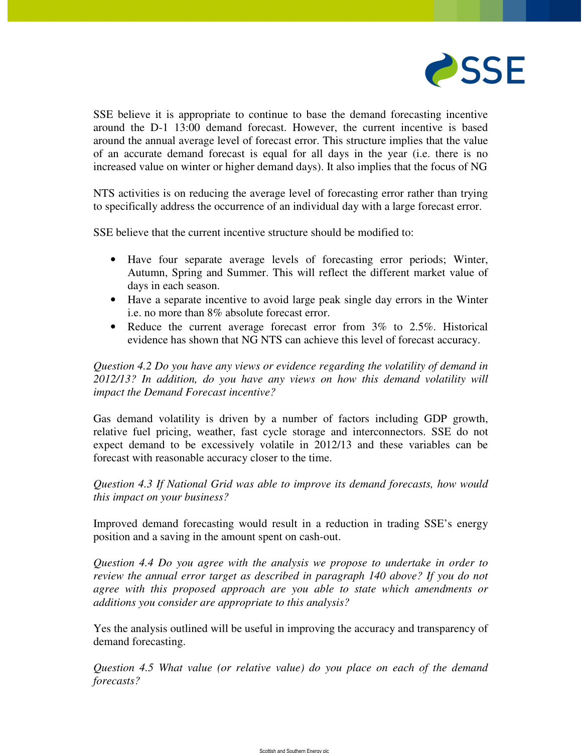SSE believe it is appropriate to continue to base the demand forecasting incentive around the D-1 13:00 demand forecast. However, the current incentive is based around the annual average level of forecast error. This structure implies that the value of an accurate demand forecast is equal for all days in the year (i.e. there is no increased value on winter or higher demand days). It also implies that the focus of NG NTS activities is on reducing the average level of forecasting error rather than trying to specifically address the occurrence of an individual day with a large forecast error.

SSE believe that the current incentive structure should be modified to:

- Have four separate average levels of forecasting error periods; Winter, Autumn, Spring and Summer. This will reflect the different market value of days in each season.
- Have a separate incentive to avoid large peak single day errors in the Winter i.e. no more than 8% absolute forecast error.
- Reduce the current average forecast error from 3% to 2.5%. Historical evidence has shown that NG NTS can achieve this level of forecast accuracy.

*Question 4.2 Do you have any views or evidence regarding the volatility of demand in 2012/13? In addition, do you have any views on how this demand volatility will impact the Demand Forecast incentive?*

Gas demand volatility is driven by a number of factors including GDP growth, relative fuel pricing, weather, fast cycle storage and interconnectors. SSE do not expect demand to be excessively volatile in 2012/13 and these variables can be forecast with reasonable accuracy closer to the time.

*Question 4.3 If National Grid was able to improve its demand forecasts, how would this impact on your business?*

Improved demand forecasting would result in a reduction in trading SSE's energy position and a saving in the amount spent on cash-out.

*Question 4.4 Do you agree with the analysis we propose to undertake in order to review the annual error target as described in paragraph 140 above? If you do not agree with this proposed approach are you able to state which amendments or additions you consider are appropriate to this analysis?*

Yes the analysis outlined will be useful in improving the accuracy and transparency of demand forecasting.

*Question 4.5 What value (or relative value) do you place on each of the demand forecasts?*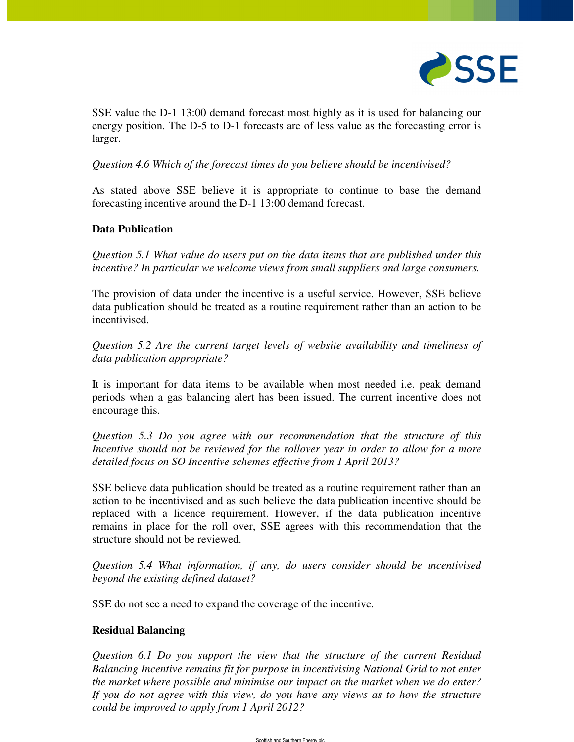SSE value the D-1 13:00 demand forecast most highly as it is used for balancing our energy position. The D-5 to D-1 forecasts are of less value as the forecasting error is larger.

*Question 4.6 Which of the forecast times do you believe should be incentivised?*

As stated above SSE believe it is appropriate to continue to base the demand forecasting incentive around the D-1 13:00 demand forecast.

**Data Publication**

*Question 5.1 What value do users put on the data items that are published under this incentive? In particular we welcome views from small suppliers and large consumers.*

The provision of data under the incentive is a useful service. However, SSE believe data publication should be treated as a routine requirement rather than an action to be incentivised.

*Question 5.2 Are the current target levels of website availability and timeliness of data publication appropriate?*

It is important for data items to be available when most needed i.e. peak demand periods when a gas balancing alert has been issued. The current incentive does not encourage this.

*Question 5.3 Do you agree with our recommendation that the structure of this Incentive should not be reviewed for the rollover year in order to allow for a more detailed focus on SO Incentive schemes effective from 1 April 2013?*

SSE believe data publication should be treated as a routine requirement rather than an action to be incentivised and as such believe the data publication incentive should be replaced with a licence requirement. However, if the data publication incentive remains in place for the roll over, SSE agrees with this recommendation that the structure should not be reviewed.

*Question 5.4 What information, if any, do users consider should be incentivised beyond the existing defined dataset?*

SSE do not see a need to expand the coverage of the incentive.

**Residual Balancing**

*Question 6.1 Do you support the view that the structure of the current Residual Balancing Incentive remains fit for purpose in incentivising National Grid to not enter the market where possible and minimise our impact on the market when we do enter? If you do not agree with this view, do you have any views as to how the structure could be improved to apply from 1 April 2012?*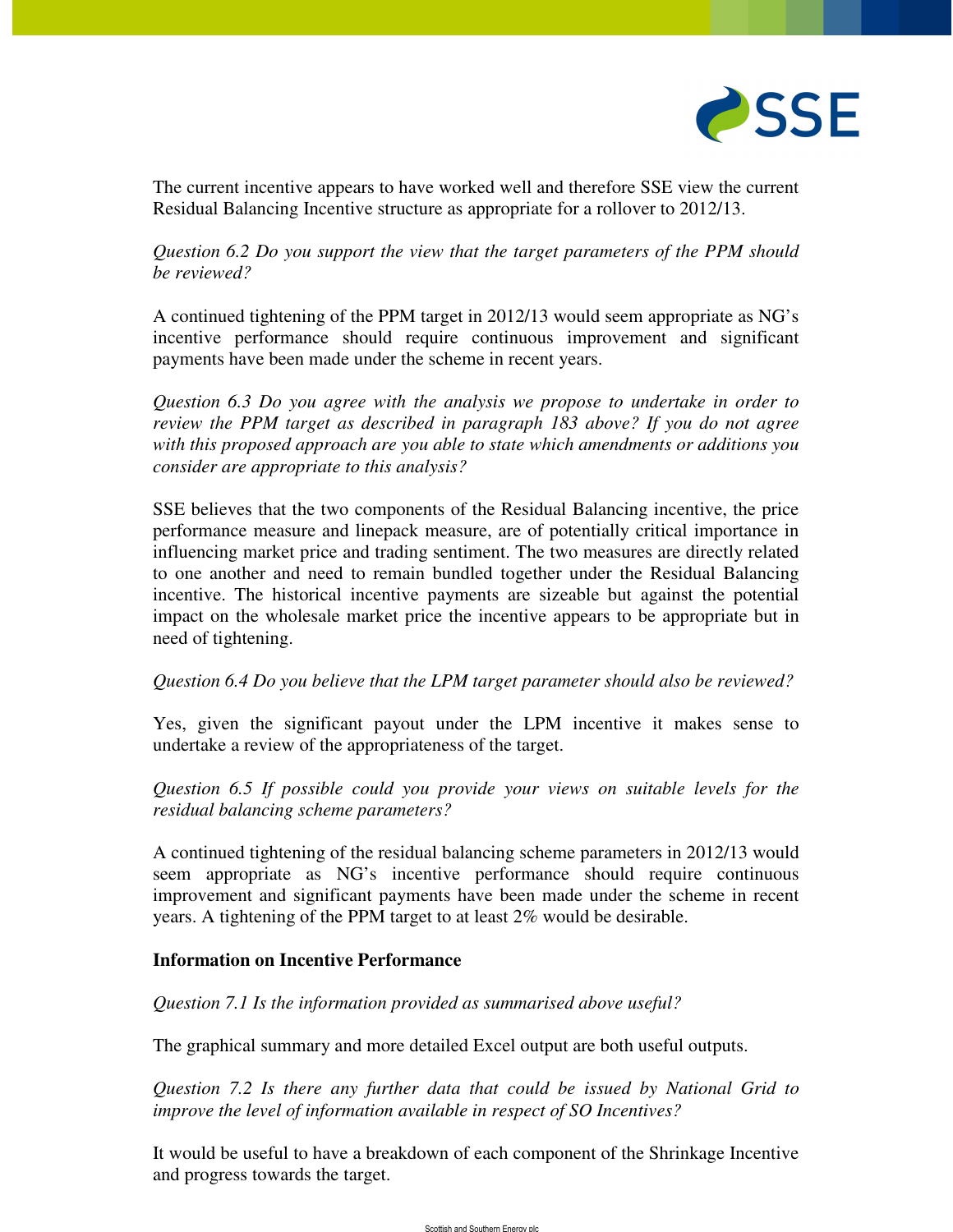The current incentive appears to have worked well and therefore SSE view the current Residual Balancing Incentive structure as appropriate for a rollover to 2012/13.

*Question 6.2 Do you support the view that the target parameters of the PPM should be reviewed?*

A continued tightening of the PPM target in 2012/13 would seem appropriate as NG's incentive performance should require continuous improvement and significant payments have been made under the scheme in recent years.

*Question 6.3 Do you agree with the analysis we propose to undertake in order to review the PPM target as described in paragraph 183 above? If you do not agree with this proposed approach are you able to state which amendments or additions you consider are appropriate to this analysis?*

SSE believes that the two components of the Residual Balancing incentive, the price performance measure and linepack measure, are of potentially critical importance in influencing market price and trading sentiment. The two measures are directly related to one another and need to remain bundled together under the Residual Balancing incentive. The historical incentive payments are sizeable but against the potential impact on the wholesale market price the incentive appears to be appropriate but in need of tightening.

*Question 6.4 Do you believe that the LPM target parameter should also be reviewed?*

Yes, given the significant payout under the LPM incentive it makes sense to undertake a review of the appropriateness of the target.

*Question 6.5 If possible could you provide your views on suitable levels for the residual balancing scheme parameters?*

A continued tightening of the residual balancing scheme parameters in 2012/13 would seem appropriate as NG's incentive performance should require continuous improvement and significant payments have been made under the scheme in recent years. A tightening of the PPM target to at least 2% would be desirable.

**Information on Incentive Performance**

*Question 7.1 Is the information provided as summarised above useful?*

The graphical summary and more detailed Excel output are both useful outputs.

*Question 7.2 Is there any further data that could be issued by National Grid to improve the level of information available in respect of SO Incentives?*

It would be useful to have a breakdown of each component of the Shrinkage Incentive and progress towards the target.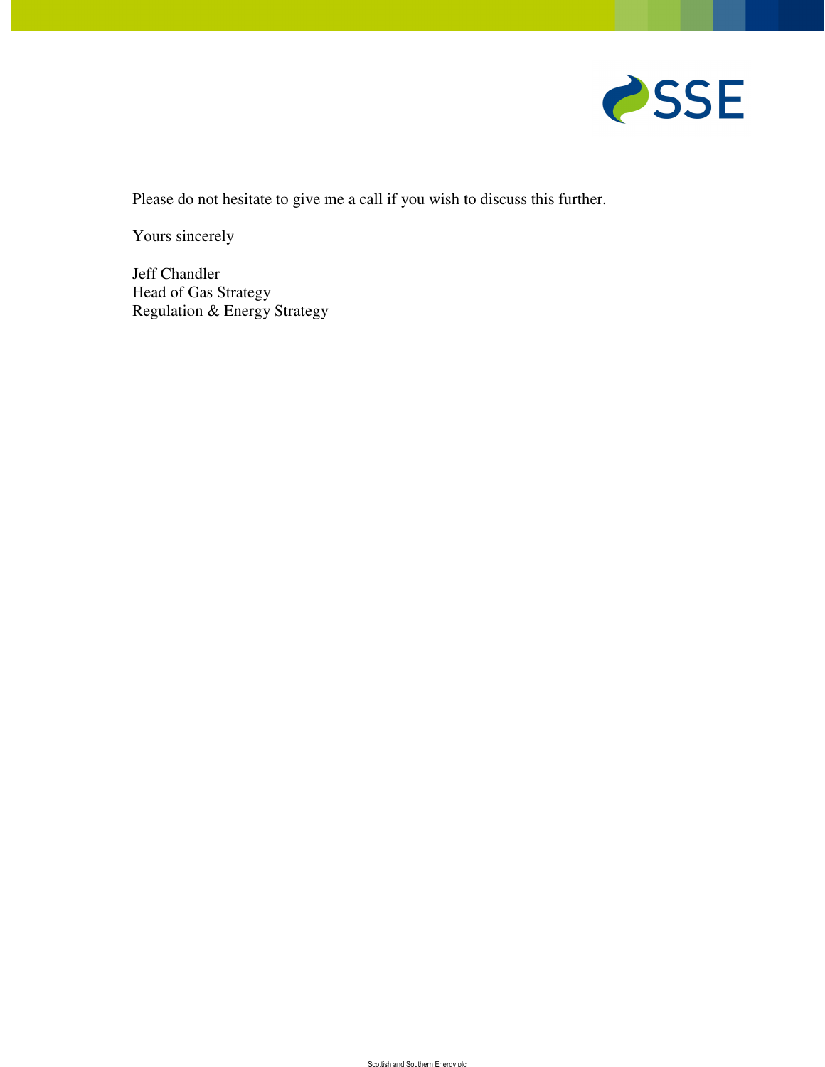Please do not hesitate to give me a call if you wish to discuss this further.

Yours sincerely

Jeff Chandler  
Head of Gas Strategy  
Regulation & Energy Strategy